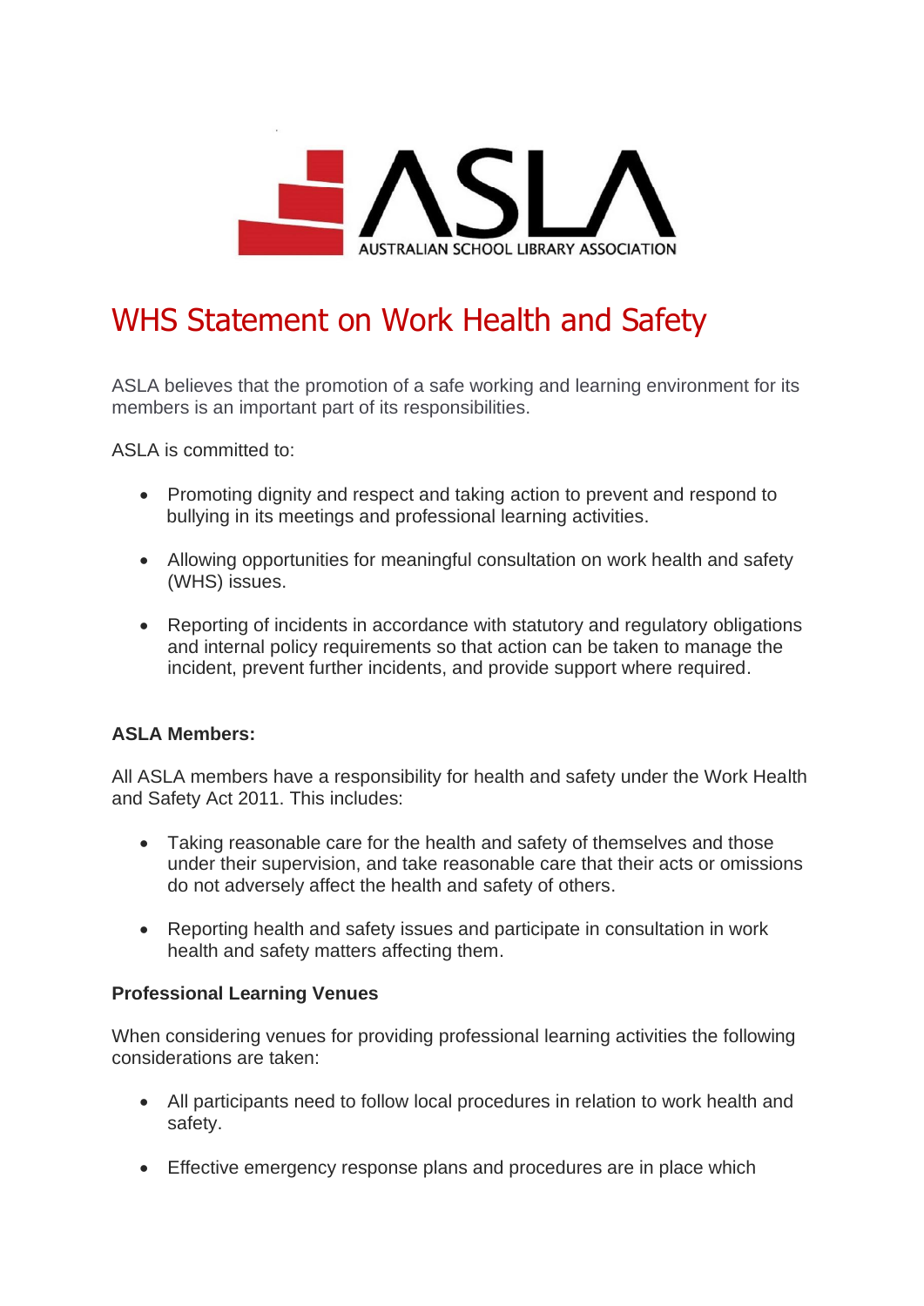ASLA AUSTRALIAN SCHOOL LIBRARY ASSOCIATION

# WHS Statement on Work Health and Safety

ASLA believes that the promotion of a safe working and learning environment for its members is an important part of its responsibilities.

ASLA is committed to:

- Promoting dignity and respect and taking action to prevent and respond to bullying in its meetings and professional learning activities.
- Allowing opportunities for meaningful consultation on work health and safety (WHS) issues.
- Reporting of incidents in accordance with statutory and regulatory obligations and internal policy requirements so that action can be taken to manage the incident, prevent further incidents, and provide support where required.

**ASLA Members:**

All ASLA members have a responsibility for health and safety under the Work Health and Safety Act 2011. This includes:

- Taking reasonable care for the health and safety of themselves and those under their supervision, and take reasonable care that their acts or omissions do not adversely affect the health and safety of others.
- Reporting health and safety issues and participate in consultation in work health and safety matters affecting them.

**Professional Learning Venues**

When considering venues for providing professional learning activities the following considerations are taken:

- All participants need to follow local procedures in relation to work health and safety.
- Effective emergency response plans and procedures are in place which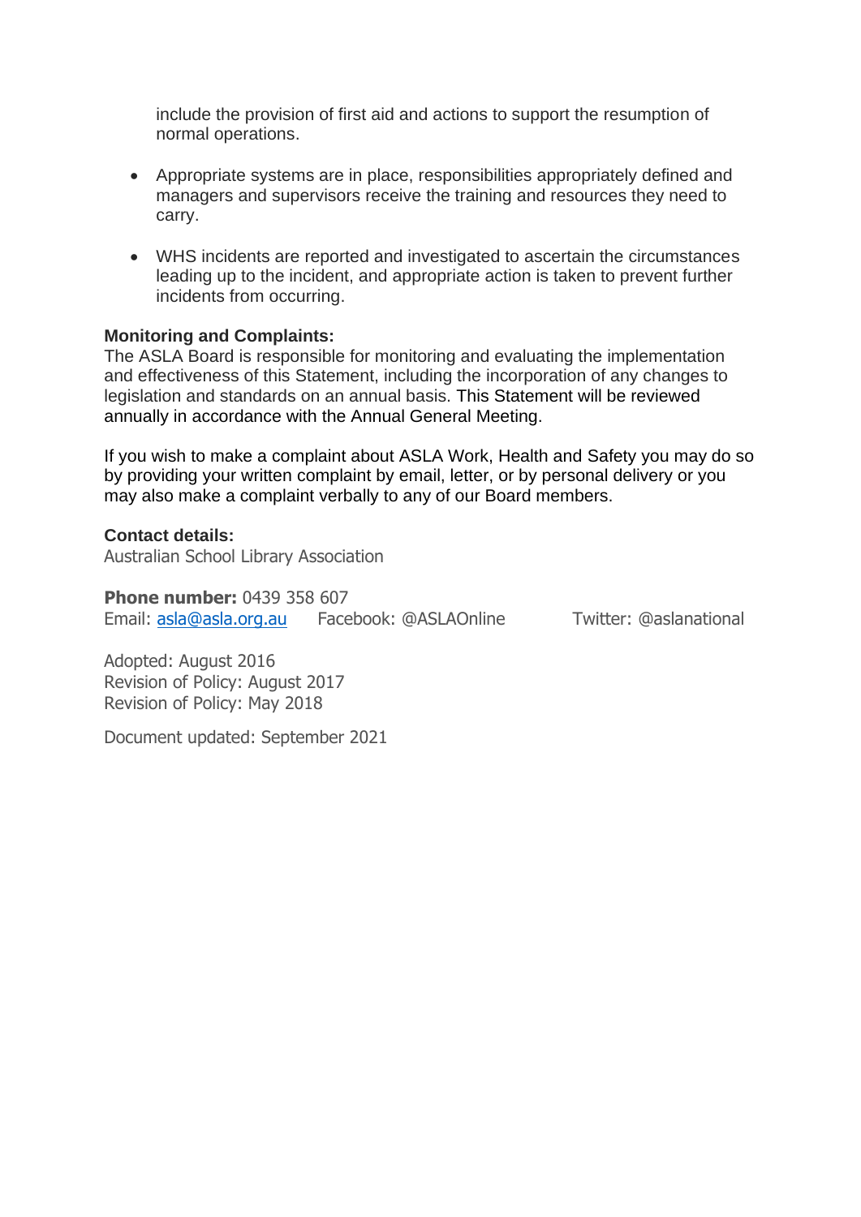include the provision of first aid and actions to support the resumption of normal operations.

- Appropriate systems are in place, responsibilities appropriately defined and managers and supervisors receive the training and resources they need to carry.
- WHS incidents are reported and investigated to ascertain the circumstances leading up to the incident, and appropriate action is taken to prevent further incidents from occurring.

**Monitoring and Complaints:**
The ASLA Board is responsible for monitoring and evaluating the implementation and effectiveness of this Statement, including the incorporation of any changes to legislation and standards on an annual basis. This Statement will be reviewed annually in accordance with the Annual General Meeting.

If you wish to make a complaint about ASLA Work, Health and Safety you may do so by providing your written complaint by email, letter, or by personal delivery or you may also make a complaint verbally to any of our Board members.

**Contact details:**
Australian School Library Association

**Phone number:** 0439 358 607
Email: asla@asla.org.au Facebook: @ASLAOnline Twitter: @aslanational

Adopted: August 2016
Revision of Policy: August 2017
Revision of Policy: May 2018

Document updated: September 2021